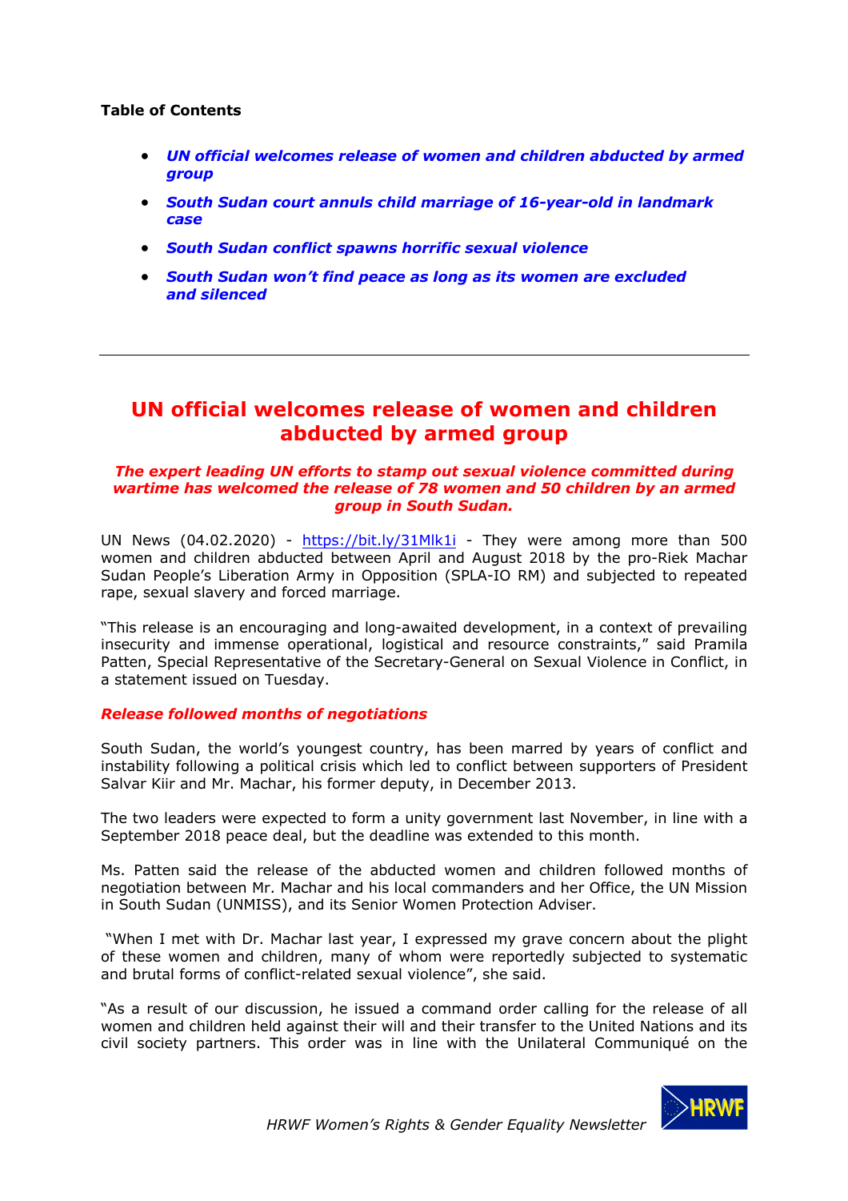**Table of Contents**

- ***UN official welcomes release of women and children abducted by armed group***
- ***South Sudan court annuls child marriage of 16-year-old in landmark case***
- ***South Sudan conflict spawns horrific sexual violence***
- ***South Sudan won't find peace as long as its women are excluded and silenced***

---

# UN official welcomes release of women and children abducted by armed group

***The expert leading UN efforts to stamp out sexual violence committed during wartime has welcomed the release of 78 women and 50 children by an armed group in South Sudan.***

UN News (04.02.2020) - https://bit.ly/31Mlk1i - They were among more than 500 women and children abducted between April and August 2018 by the pro-Riek Machar Sudan People's Liberation Army in Opposition (SPLA-IO RM) and subjected to repeated rape, sexual slavery and forced marriage.

"This release is an encouraging and long-awaited development, in a context of prevailing insecurity and immense operational, logistical and resource constraints," said Pramila Patten, Special Representative of the Secretary-General on Sexual Violence in Conflict, in a statement issued on Tuesday.

***Release followed months of negotiations***

South Sudan, the world's youngest country, has been marred by years of conflict and instability following a political crisis which led to conflict between supporters of President Salvar Kiir and Mr. Machar, his former deputy, in December 2013.

The two leaders were expected to form a unity government last November, in line with a September 2018 peace deal, but the deadline was extended to this month.

Ms. Patten said the release of the abducted women and children followed months of negotiation between Mr. Machar and his local commanders and her Office, the UN Mission in South Sudan (UNMISS), and its Senior Women Protection Adviser.

"When I met with Dr. Machar last year, I expressed my grave concern about the plight of these women and children, many of whom were reportedly subjected to systematic and brutal forms of conflict-related sexual violence", she said.

"As a result of our discussion, he issued a command order calling for the release of all women and children held against their will and their transfer to the United Nations and its civil society partners. This order was in line with the Unilateral Communiqué on the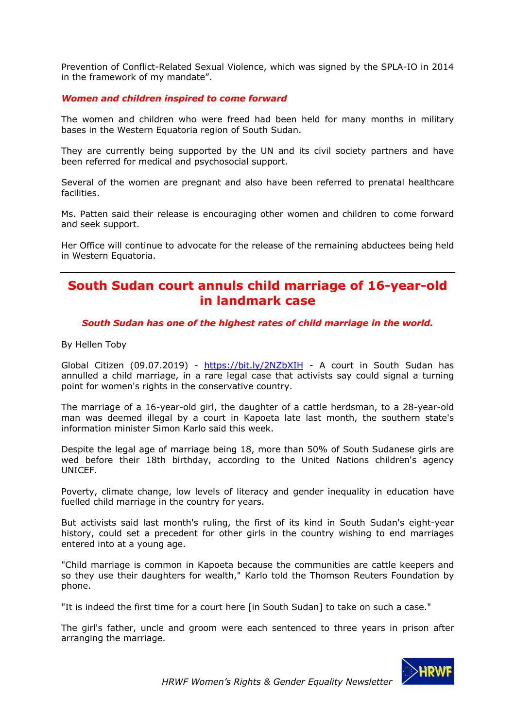Prevention of Conflict-Related Sexual Violence, which was signed by the SPLA-IO in 2014 in the framework of my mandate".

***Women and children inspired to come forward***

The women and children who were freed had been held for many months in military bases in the Western Equatoria region of South Sudan.

They are currently being supported by the UN and its civil society partners and have been referred for medical and psychosocial support.

Several of the women are pregnant and also have been referred to prenatal healthcare facilities.

Ms. Patten said their release is encouraging other women and children to come forward and seek support.

Her Office will continue to advocate for the release of the remaining abductees being held in Western Equatoria.

---

## South Sudan court annuls child marriage of 16-year-old in landmark case

***South Sudan has one of the highest rates of child marriage in the world.***

By Hellen Toby

Global Citizen (09.07.2019) - https://bit.ly/2NZbXIH - A court in South Sudan has annulled a child marriage, in a rare legal case that activists say could signal a turning point for women's rights in the conservative country.

The marriage of a 16-year-old girl, the daughter of a cattle herdsman, to a 28-year-old man was deemed illegal by a court in Kapoeta late last month, the southern state's information minister Simon Karlo said this week.

Despite the legal age of marriage being 18, more than 50% of South Sudanese girls are wed before their 18th birthday, according to the United Nations children's agency UNICEF.

Poverty, climate change, low levels of literacy and gender inequality in education have fuelled child marriage in the country for years.

But activists said last month's ruling, the first of its kind in South Sudan's eight-year history, could set a precedent for other girls in the country wishing to end marriages entered into at a young age.

"Child marriage is common in Kapoeta because the communities are cattle keepers and so they use their daughters for wealth," Karlo told the Thomson Reuters Foundation by phone.

"It is indeed the first time for a court here [in South Sudan] to take on such a case."

The girl's father, uncle and groom were each sentenced to three years in prison after arranging the marriage.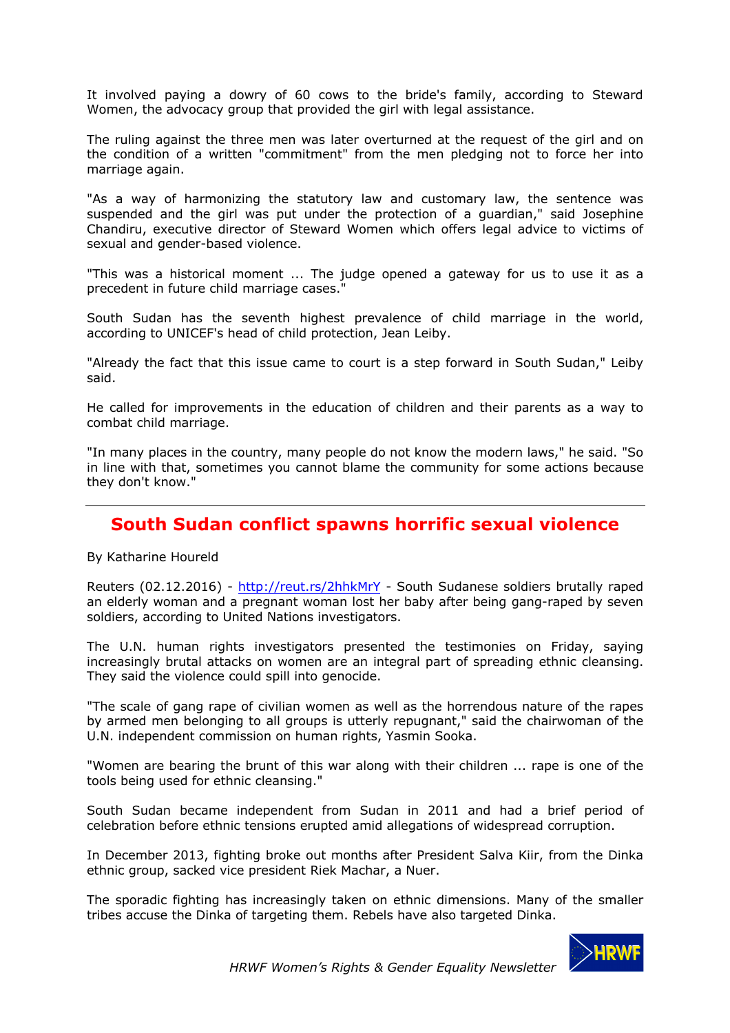It involved paying a dowry of 60 cows to the bride's family, according to Steward Women, the advocacy group that provided the girl with legal assistance.

The ruling against the three men was later overturned at the request of the girl and on the condition of a written "commitment" from the men pledging not to force her into marriage again.

"As a way of harmonizing the statutory law and customary law, the sentence was suspended and the girl was put under the protection of a guardian," said Josephine Chandiru, executive director of Steward Women which offers legal advice to victims of sexual and gender-based violence.

"This was a historical moment ... The judge opened a gateway for us to use it as a precedent in future child marriage cases."

South Sudan has the seventh highest prevalence of child marriage in the world, according to UNICEF's head of child protection, Jean Leiby.

"Already the fact that this issue came to court is a step forward in South Sudan," Leiby said.

He called for improvements in the education of children and their parents as a way to combat child marriage.

"In many places in the country, many people do not know the modern laws," he said. "So in line with that, sometimes you cannot blame the community for some actions because they don't know."

---

## South Sudan conflict spawns horrific sexual violence

By Katharine Houreld

Reuters (02.12.2016) - http://reut.rs/2hhkMrY - South Sudanese soldiers brutally raped an elderly woman and a pregnant woman lost her baby after being gang-raped by seven soldiers, according to United Nations investigators.

The U.N. human rights investigators presented the testimonies on Friday, saying increasingly brutal attacks on women are an integral part of spreading ethnic cleansing. They said the violence could spill into genocide.

"The scale of gang rape of civilian women as well as the horrendous nature of the rapes by armed men belonging to all groups is utterly repugnant," said the chairwoman of the U.N. independent commission on human rights, Yasmin Sooka.

"Women are bearing the brunt of this war along with their children ... rape is one of the tools being used for ethnic cleansing."

South Sudan became independent from Sudan in 2011 and had a brief period of celebration before ethnic tensions erupted amid allegations of widespread corruption.

In December 2013, fighting broke out months after President Salva Kiir, from the Dinka ethnic group, sacked vice president Riek Machar, a Nuer.

The sporadic fighting has increasingly taken on ethnic dimensions. Many of the smaller tribes accuse the Dinka of targeting them. Rebels have also targeted Dinka.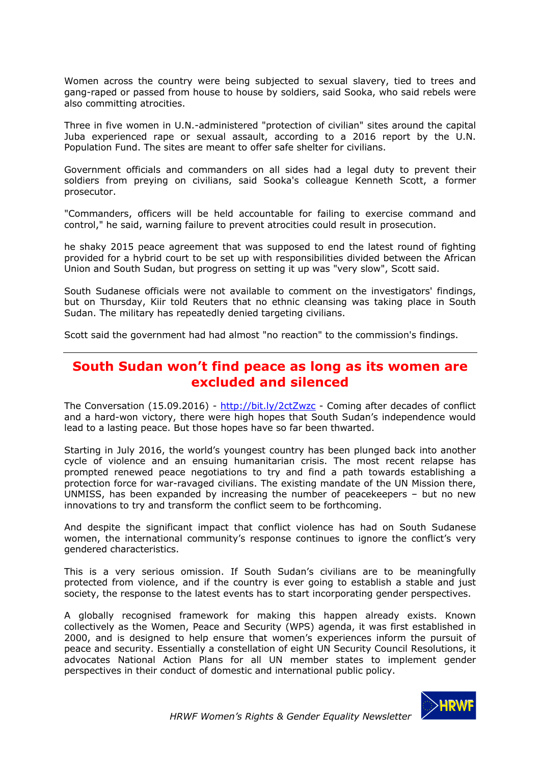Women across the country were being subjected to sexual slavery, tied to trees and gang-raped or passed from house to house by soldiers, said Sooka, who said rebels were also committing atrocities.

Three in five women in U.N.-administered "protection of civilian" sites around the capital Juba experienced rape or sexual assault, according to a 2016 report by the U.N. Population Fund. The sites are meant to offer safe shelter for civilians.

Government officials and commanders on all sides had a legal duty to prevent their soldiers from preying on civilians, said Sooka's colleague Kenneth Scott, a former prosecutor.

"Commanders, officers will be held accountable for failing to exercise command and control," he said, warning failure to prevent atrocities could result in prosecution.

he shaky 2015 peace agreement that was supposed to end the latest round of fighting provided for a hybrid court to be set up with responsibilities divided between the African Union and South Sudan, but progress on setting it up was "very slow", Scott said.

South Sudanese officials were not available to comment on the investigators' findings, but on Thursday, Kiir told Reuters that no ethnic cleansing was taking place in South Sudan. The military has repeatedly denied targeting civilians.

Scott said the government had had almost "no reaction" to the commission's findings.

---

## South Sudan won't find peace as long as its women are excluded and silenced

The Conversation (15.09.2016) - http://bit.ly/2ctZwzc - Coming after decades of conflict and a hard-won victory, there were high hopes that South Sudan's independence would lead to a lasting peace. But those hopes have so far been thwarted.

Starting in July 2016, the world's youngest country has been plunged back into another cycle of violence and an ensuing humanitarian crisis. The most recent relapse has prompted renewed peace negotiations to try and find a path towards establishing a protection force for war-ravaged civilians. The existing mandate of the UN Mission there, UNMISS, has been expanded by increasing the number of peacekeepers – but no new innovations to try and transform the conflict seem to be forthcoming.

And despite the significant impact that conflict violence has had on South Sudanese women, the international community's response continues to ignore the conflict's very gendered characteristics.

This is a very serious omission. If South Sudan's civilians are to be meaningfully protected from violence, and if the country is ever going to establish a stable and just society, the response to the latest events has to start incorporating gender perspectives.

A globally recognised framework for making this happen already exists. Known collectively as the Women, Peace and Security (WPS) agenda, it was first established in 2000, and is designed to help ensure that women's experiences inform the pursuit of peace and security. Essentially a constellation of eight UN Security Council Resolutions, it advocates National Action Plans for all UN member states to implement gender perspectives in their conduct of domestic and international public policy.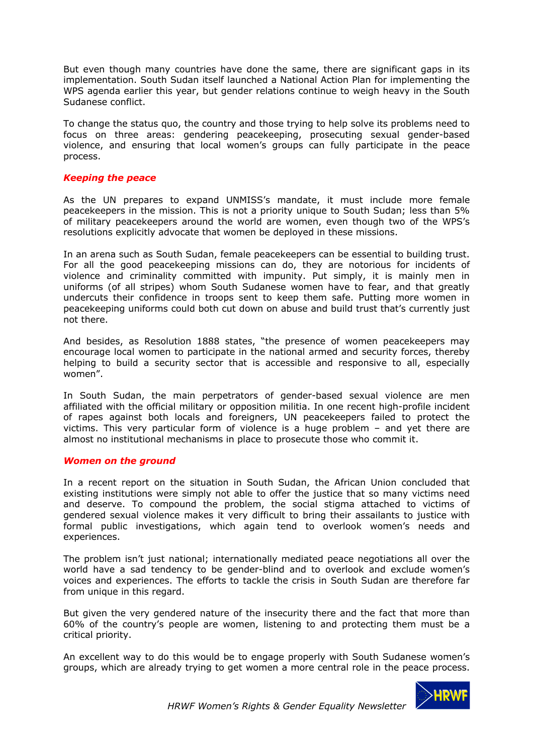But even though many countries have done the same, there are significant gaps in its implementation. South Sudan itself launched a National Action Plan for implementing the WPS agenda earlier this year, but gender relations continue to weigh heavy in the South Sudanese conflict.

To change the status quo, the country and those trying to help solve its problems need to focus on three areas: gendering peacekeeping, prosecuting sexual gender-based violence, and ensuring that local women's groups can fully participate in the peace process.

### ***Keeping the peace***

As the UN prepares to expand UNMISS's mandate, it must include more female peacekeepers in the mission. This is not a priority unique to South Sudan; less than 5% of military peacekeepers around the world are women, even though two of the WPS's resolutions explicitly advocate that women be deployed in these missions.

In an arena such as South Sudan, female peacekeepers can be essential to building trust. For all the good peacekeeping missions can do, they are notorious for incidents of violence and criminality committed with impunity. Put simply, it is mainly men in uniforms (of all stripes) whom South Sudanese women have to fear, and that greatly undercuts their confidence in troops sent to keep them safe. Putting more women in peacekeeping uniforms could both cut down on abuse and build trust that's currently just not there.

And besides, as Resolution 1888 states, "the presence of women peacekeepers may encourage local women to participate in the national armed and security forces, thereby helping to build a security sector that is accessible and responsive to all, especially women".

In South Sudan, the main perpetrators of gender-based sexual violence are men affiliated with the official military or opposition militia. In one recent high-profile incident of rapes against both locals and foreigners, UN peacekeepers failed to protect the victims. This very particular form of violence is a huge problem – and yet there are almost no institutional mechanisms in place to prosecute those who commit it.

### ***Women on the ground***

In a recent report on the situation in South Sudan, the African Union concluded that existing institutions were simply not able to offer the justice that so many victims need and deserve. To compound the problem, the social stigma attached to victims of gendered sexual violence makes it very difficult to bring their assailants to justice with formal public investigations, which again tend to overlook women's needs and experiences.

The problem isn't just national; internationally mediated peace negotiations all over the world have a sad tendency to be gender-blind and to overlook and exclude women's voices and experiences. The efforts to tackle the crisis in South Sudan are therefore far from unique in this regard.

But given the very gendered nature of the insecurity there and the fact that more than 60% of the country's people are women, listening to and protecting them must be a critical priority.

An excellent way to do this would be to engage properly with South Sudanese women's groups, which are already trying to get women a more central role in the peace process.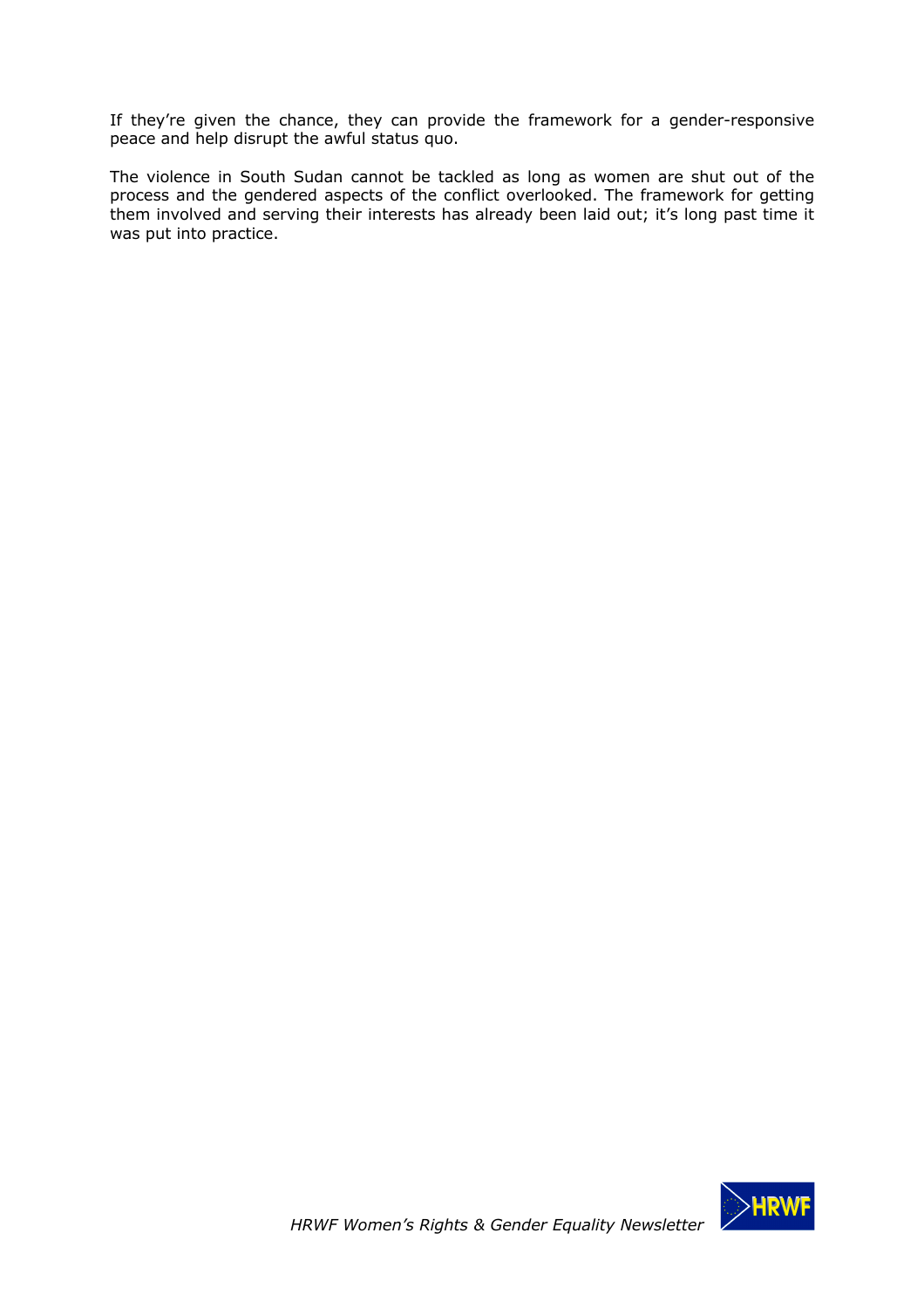If they're given the chance, they can provide the framework for a gender-responsive peace and help disrupt the awful status quo.

The violence in South Sudan cannot be tackled as long as women are shut out of the process and the gendered aspects of the conflict overlooked. The framework for getting them involved and serving their interests has already been laid out; it's long past time it was put into practice.